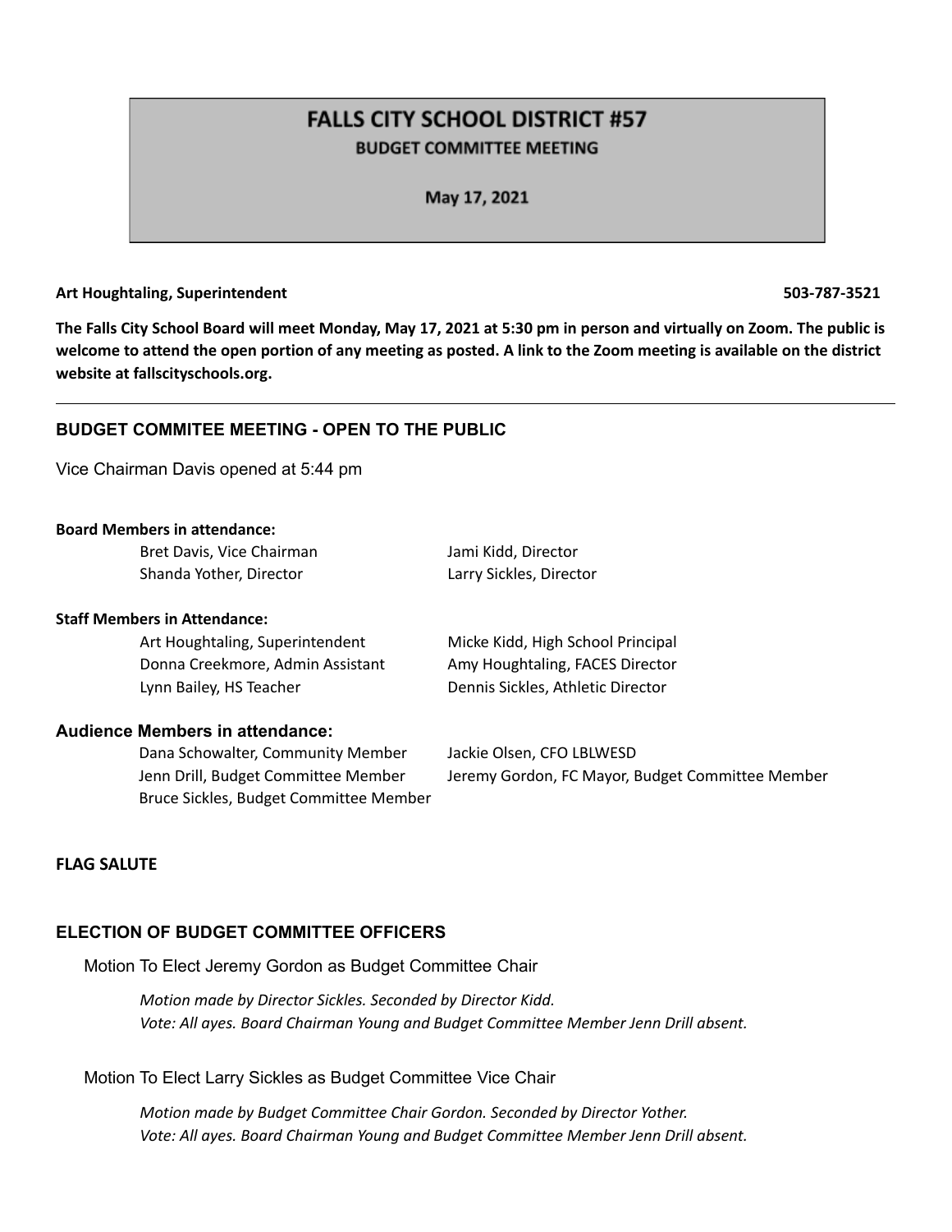# FALLS CITY SCHOOL DISTRICT #57

**BUDGET COMMITTEE MEETING**

**May 17, 2021**

**Art Houghtaling, Superintendent** **503-787-3521**

**The Falls City School Board will meet Monday, May 17, 2021 at 5:30 pm in person and virtually on Zoom. The public is welcome to attend the open portion of any meeting as posted. A link to the Zoom meeting is available on the district website at fallscityschools.org.**

---

## BUDGET COMMITEE MEETING - OPEN TO THE PUBLIC

Vice Chairman Davis opened at 5:44 pm

**Board Members in attendance:**

- Bret Davis, Vice Chairman
- Jami Kidd, Director
- Shanda Yother, Director
- Larry Sickles, Director

**Staff Members in Attendance:**

- Art Houghtaling, Superintendent
- Micke Kidd, High School Principal
- Donna Creekmore, Admin Assistant
- Amy Houghtaling, FACES Director
- Lynn Bailey, HS Teacher
- Dennis Sickles, Athletic Director

**Audience Members in attendance:**

- Dana Schowalter, Community Member
- Jackie Olsen, CFO LBLWESD
- Jenn Drill, Budget Committee Member
- Jeremy Gordon, FC Mayor, Budget Committee Member
- Bruce Sickles, Budget Committee Member

**FLAG SALUTE**

## ELECTION OF BUDGET COMMITTEE OFFICERS

Motion To Elect Jeremy Gordon as Budget Committee Chair

*Motion made by Director Sickles. Seconded by Director Kidd.*
*Vote: All ayes. Board Chairman Young and Budget Committee Member Jenn Drill absent.*

Motion To Elect Larry Sickles as Budget Committee Vice Chair

*Motion made by Budget Committee Chair Gordon. Seconded by Director Yother.*
*Vote: All ayes. Board Chairman Young and Budget Committee Member Jenn Drill absent.*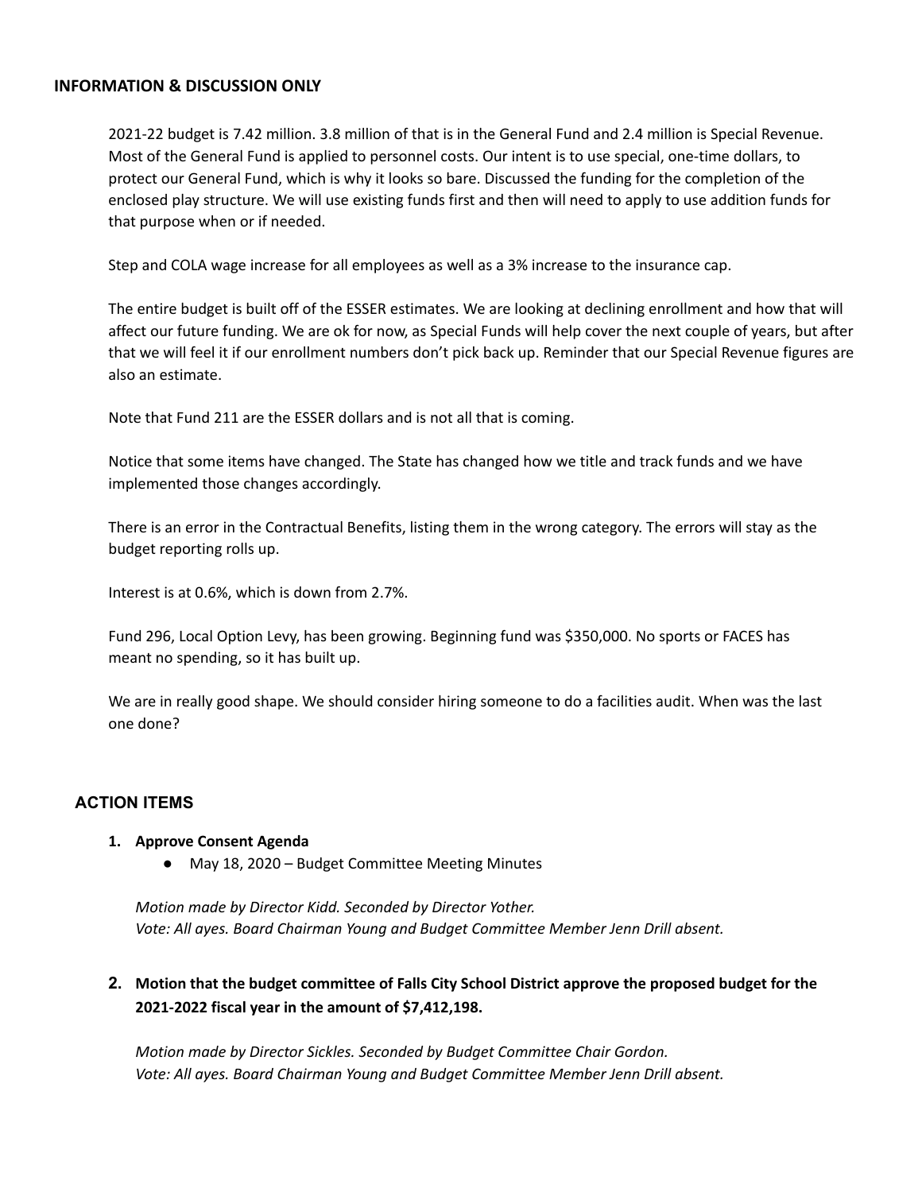### INFORMATION & DISCUSSION ONLY

2021-22 budget is 7.42 million. 3.8 million of that is in the General Fund and 2.4 million is Special Revenue. Most of the General Fund is applied to personnel costs. Our intent is to use special, one-time dollars, to protect our General Fund, which is why it looks so bare. Discussed the funding for the completion of the enclosed play structure. We will use existing funds first and then will need to apply to use addition funds for that purpose when or if needed.

Step and COLA wage increase for all employees as well as a 3% increase to the insurance cap.

The entire budget is built off of the ESSER estimates. We are looking at declining enrollment and how that will affect our future funding. We are ok for now, as Special Funds will help cover the next couple of years, but after that we will feel it if our enrollment numbers don't pick back up. Reminder that our Special Revenue figures are also an estimate.

Note that Fund 211 are the ESSER dollars and is not all that is coming.

Notice that some items have changed. The State has changed how we title and track funds and we have implemented those changes accordingly.

There is an error in the Contractual Benefits, listing them in the wrong category. The errors will stay as the budget reporting rolls up.

Interest is at 0.6%, which is down from 2.7%.

Fund 296, Local Option Levy, has been growing. Beginning fund was $350,000. No sports or FACES has meant no spending, so it has built up.

We are in really good shape. We should consider hiring someone to do a facilities audit. When was the last one done?

## ACTION ITEMS

1. **Approve Consent Agenda**
   - May 18, 2020 – Budget Committee Meeting Minutes

   *Motion made by Director Kidd. Seconded by Director Yother.*
   *Vote: All ayes. Board Chairman Young and Budget Committee Member Jenn Drill absent.*

2. **Motion that the budget committee of Falls City School District approve the proposed budget for the 2021-2022 fiscal year in the amount of $7,412,198.**

   *Motion made by Director Sickles. Seconded by Budget Committee Chair Gordon.*
   *Vote: All ayes. Board Chairman Young and Budget Committee Member Jenn Drill absent.*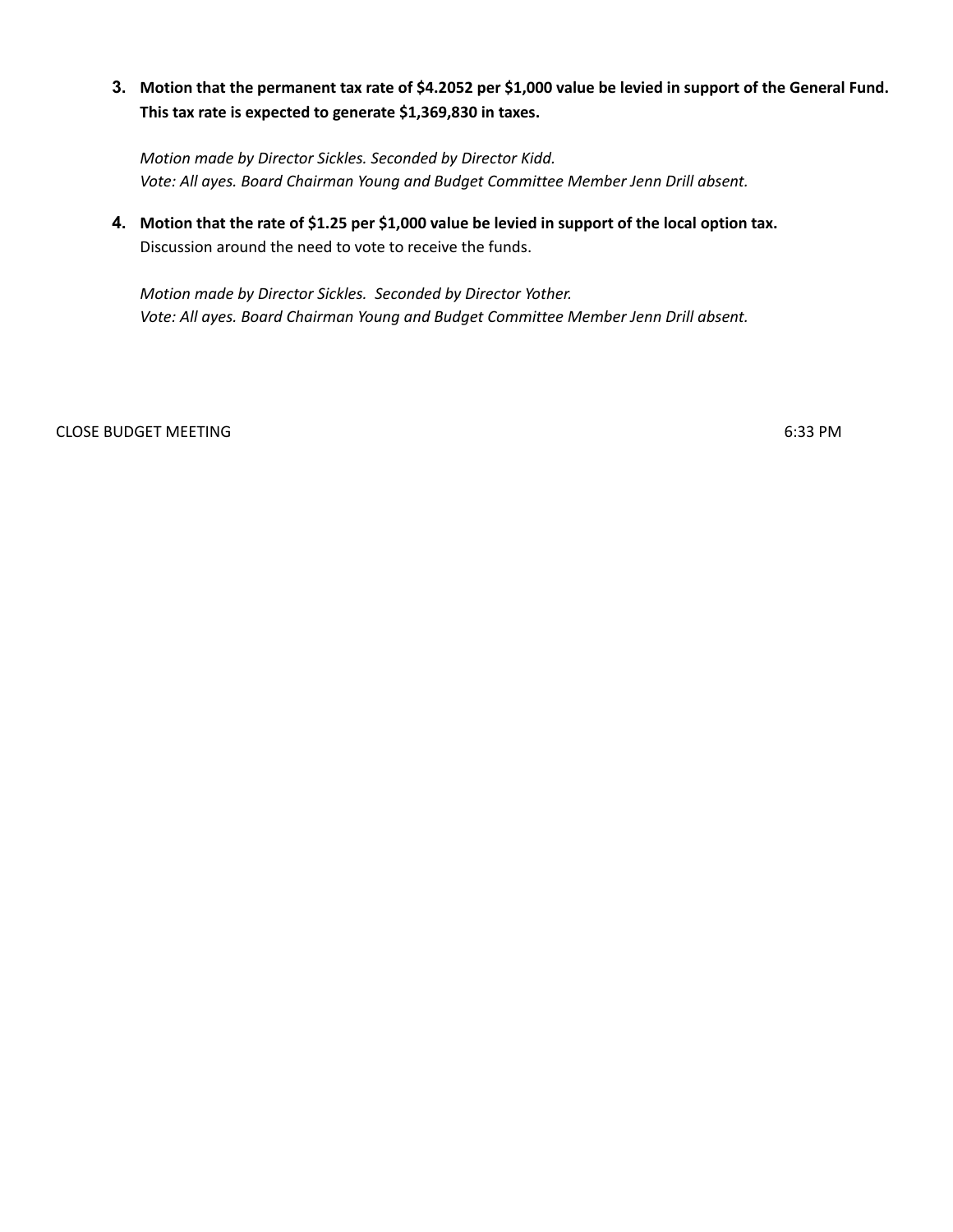3. **Motion that the permanent tax rate of $4.2052 per $1,000 value be levied in support of the General Fund. This tax rate is expected to generate $1,369,830 in taxes.**

   *Motion made by Director Sickles. Seconded by Director Kidd.*
   *Vote: All ayes. Board Chairman Young and Budget Committee Member Jenn Drill absent.*

4. **Motion that the rate of $1.25 per $1,000 value be levied in support of the local option tax.**
   Discussion around the need to vote to receive the funds.

   *Motion made by Director Sickles. Seconded by Director Yother.*
   *Vote: All ayes. Board Chairman Young and Budget Committee Member Jenn Drill absent.*

CLOSE BUDGET MEETING 6:33 PM